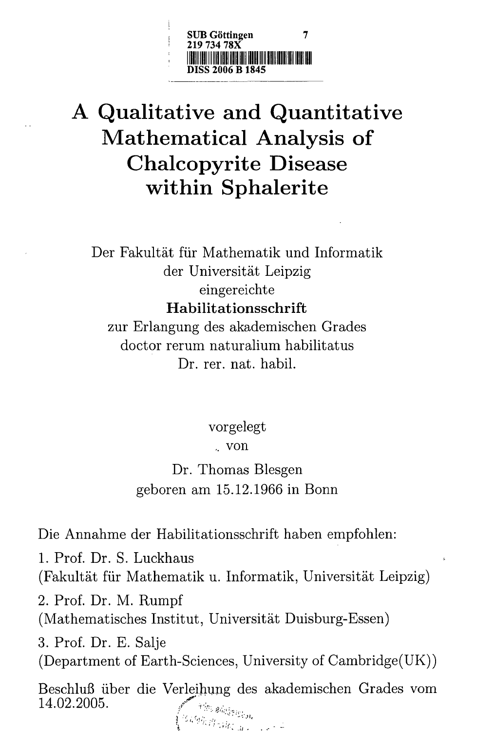SUB Göttingen 7
219 734 78X
DISS 2006 B 1845

# A Qualitative and Quantitative Mathematical Analysis of Chalcopyrite Disease within Sphalerite

Der Fakultät für Mathematik und Informatik
der Universität Leipzig
eingereichte
**Habilitationsschrift**
zur Erlangung des akademischen Grades
doctor rerum naturalium habilitatus
Dr. rer. nat. habil.

vorgelegt
von
Dr. Thomas Blesgen
geboren am 15.12.1966 in Bonn

Die Annahme der Habilitationsschrift haben empfohlen:

1. Prof. Dr. S. Luckhaus
(Fakultät für Mathematik u. Informatik, Universität Leipzig)
2. Prof. Dr. M. Rumpf
(Mathematisches Institut, Universität Duisburg-Essen)
3. Prof. Dr. E. Salje
(Department of Earth-Sciences, University of Cambridge(UK))

Beschluß über die Verleihung des akademischen Grades vom 14.02.2005.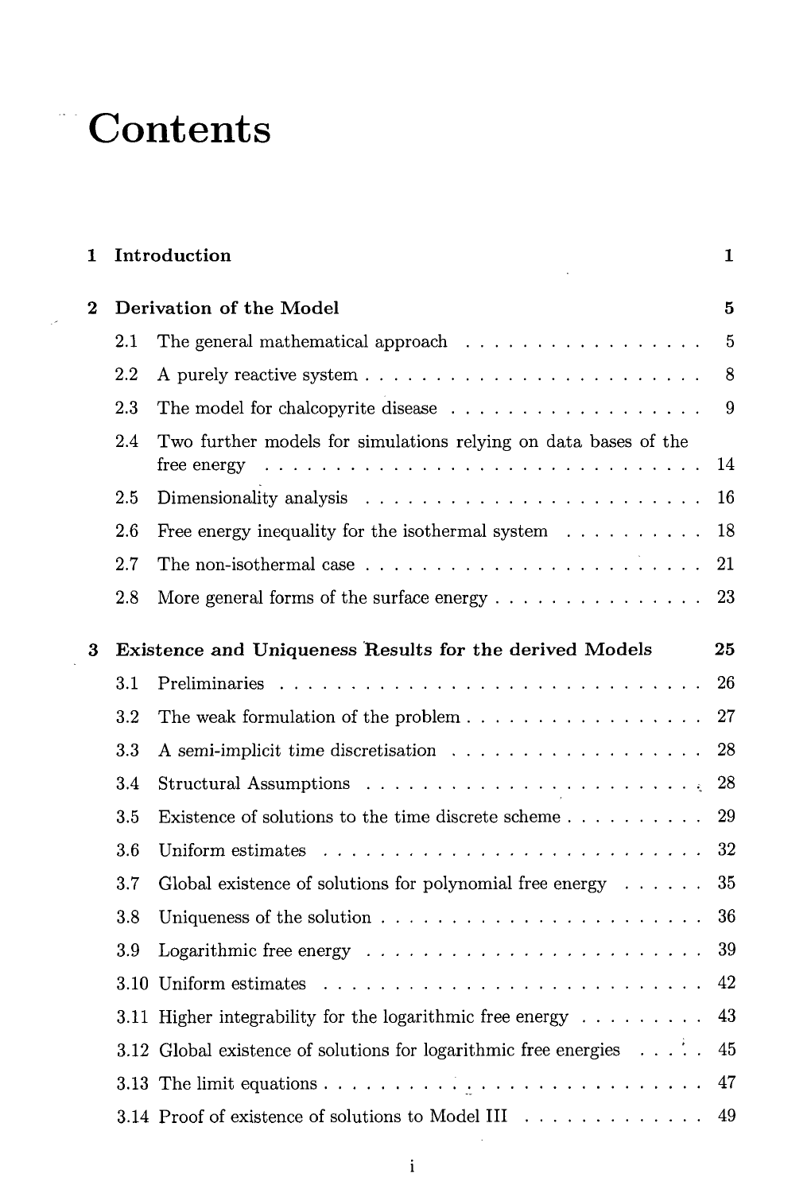# Contents

1 Introduction 1

2 Derivation of the Model 5

- 2.1 The general mathematical approach 5
- 2.2 A purely reactive system 8
- 2.3 The model for chalcopyrite disease 9
- 2.4 Two further models for simulations relying on data bases of the free energy 14
- 2.5 Dimensionality analysis 16
- 2.6 Free energy inequality for the isothermal system 18
- 2.7 The non-isothermal case 21
- 2.8 More general forms of the surface energy 23

3 Existence and Uniqueness Results for the derived Models 25

- 3.1 Preliminaries 26
- 3.2 The weak formulation of the problem 27
- 3.3 A semi-implicit time discretisation 28
- 3.4 Structural Assumptions 28
- 3.5 Existence of solutions to the time discrete scheme 29
- 3.6 Uniform estimates 32
- 3.7 Global existence of solutions for polynomial free energy 35
- 3.8 Uniqueness of the solution 36
- 3.9 Logarithmic free energy 39
- 3.10 Uniform estimates 42
- 3.11 Higher integrability for the logarithmic free energy 43
- 3.12 Global existence of solutions for logarithmic free energies 45
- 3.13 The limit equations 47
- 3.14 Proof of existence of solutions to Model III 49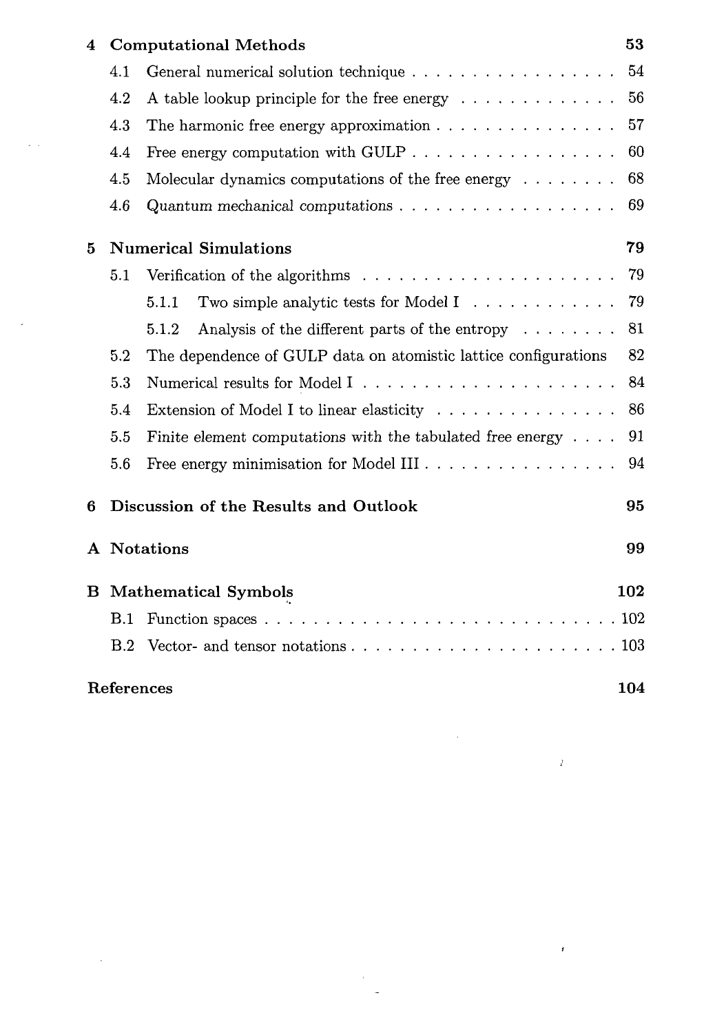| | | |
|---|---|---|
| **4** | **Computational Methods** | **53** |
| 4.1 | General numerical solution technique | 54 |
| 4.2 | A table lookup principle for the free energy | 56 |
| 4.3 | The harmonic free energy approximation | 57 |
| 4.4 | Free energy computation with GULP | 60 |
| 4.5 | Molecular dynamics computations of the free energy | 68 |
| 4.6 | Quantum mechanical computations | 69 |
| **5** | **Numerical Simulations** | **79** |
| 5.1 | Verification of the algorithms | 79 |
| 5.1.1 | Two simple analytic tests for Model I | 79 |
| 5.1.2 | Analysis of the different parts of the entropy | 81 |
| 5.2 | The dependence of GULP data on atomistic lattice configurations | 82 |
| 5.3 | Numerical results for Model I | 84 |
| 5.4 | Extension of Model I to linear elasticity | 86 |
| 5.5 | Finite element computations with the tabulated free energy | 91 |
| 5.6 | Free energy minimisation for Model III | 94 |
| **6** | **Discussion of the Results and Outlook** | **95** |
| **A** | **Notations** | **99** |
| **B** | **Mathematical Symbols** | **102** |
| B.1 | Function spaces | 102 |
| B.2 | Vector- and tensor notations | 103 |
| | **References** | **104** |